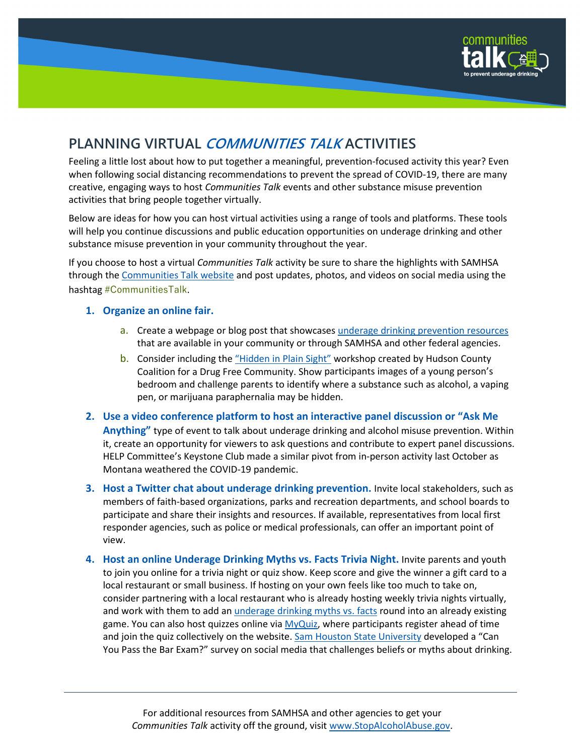# PLANNING VIRTUAL *COMMUNITIES TALK* ACTIVITIES

Feeling a little lost about how to put together a meaningful, prevention-focused activity this year? Even when following social distancing recommendations to prevent the spread of COVID-19, there are many creative, engaging ways to host *Communities Talk* events and other substance misuse prevention activities that bring people together virtually.

Below are ideas for how you can host virtual activities using a range of tools and platforms. These tools will help you continue discussions and public education opportunities on underage drinking and other substance misuse prevention in your community throughout the year.

If you choose to host a virtual *Communities Talk* activity be sure to share the highlights with SAMHSA through the Communities Talk website and post updates, photos, and videos on social media using the hashtag #CommunitiesTalk.

1. **Organize an online fair.**
   a. Create a webpage or blog post that showcases underage drinking prevention resources that are available in your community or through SAMHSA and other federal agencies.
   b. Consider including the "Hidden in Plain Sight" workshop created by Hudson County Coalition for a Drug Free Community. Show participants images of a young person's bedroom and challenge parents to identify where a substance such as alcohol, a vaping pen, or marijuana paraphernalia may be hidden.
2. **Use a video conference platform to host an interactive panel discussion or "Ask Me Anything"** type of event to talk about underage drinking and alcohol misuse prevention. Within it, create an opportunity for viewers to ask questions and contribute to expert panel discussions. HELP Committee's Keystone Club made a similar pivot from in-person activity last October as Montana weathered the COVID-19 pandemic.
3. **Host a Twitter chat about underage drinking prevention.** Invite local stakeholders, such as members of faith-based organizations, parks and recreation departments, and school boards to participate and share their insights and resources. If available, representatives from local first responder agencies, such as police or medical professionals, can offer an important point of view.
4. **Host an online Underage Drinking Myths vs. Facts Trivia Night.** Invite parents and youth to join you online for a trivia night or quiz show. Keep score and give the winner a gift card to a local restaurant or small business. If hosting on your own feels like too much to take on, consider partnering with a local restaurant who is already hosting weekly trivia nights virtually, and work with them to add an underage drinking myths vs. facts round into an already existing game. You can also host quizzes online via MyQuiz, where participants register ahead of time and join the quiz collectively on the website. Sam Houston State University developed a "Can You Pass the Bar Exam?" survey on social media that challenges beliefs or myths about drinking.

---

For additional resources from SAMHSA and other agencies to get your *Communities Talk* activity off the ground, visit www.StopAlcoholAbuse.gov.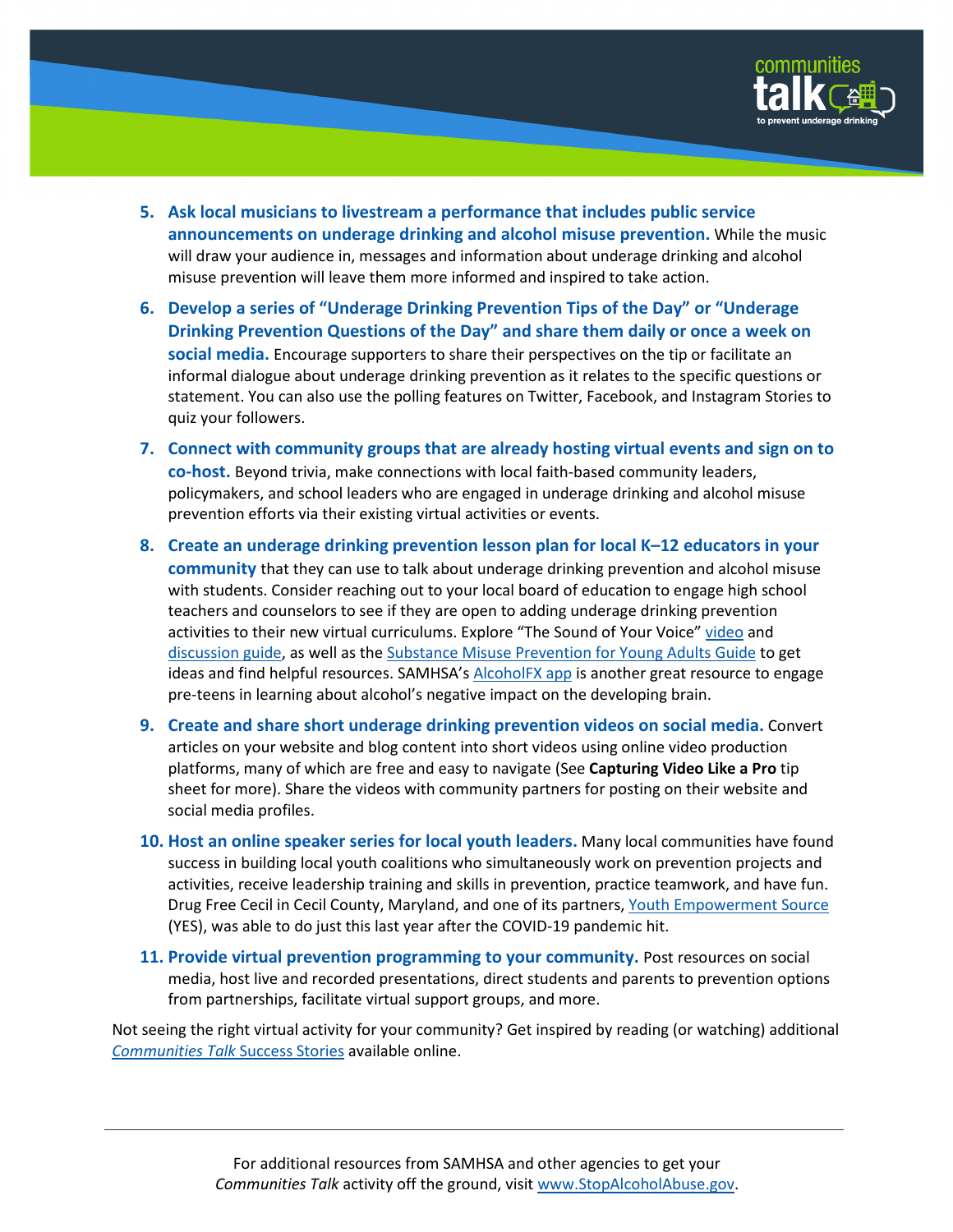5. **Ask local musicians to livestream a performance that includes public service announcements on underage drinking and alcohol misuse prevention.** While the music will draw your audience in, messages and information about underage drinking and alcohol misuse prevention will leave them more informed and inspired to take action.

6. **Develop a series of "Underage Drinking Prevention Tips of the Day" or "Underage Drinking Prevention Questions of the Day" and share them daily or once a week on social media.** Encourage supporters to share their perspectives on the tip or facilitate an informal dialogue about underage drinking prevention as it relates to the specific questions or statement. You can also use the polling features on Twitter, Facebook, and Instagram Stories to quiz your followers.

7. **Connect with community groups that are already hosting virtual events and sign on to co-host.** Beyond trivia, make connections with local faith-based community leaders, policymakers, and school leaders who are engaged in underage drinking and alcohol misuse prevention efforts via their existing virtual activities or events.

8. **Create an underage drinking prevention lesson plan for local K–12 educators in your community** that they can use to talk about underage drinking prevention and alcohol misuse with students. Consider reaching out to your local board of education to engage high school teachers and counselors to see if they are open to adding underage drinking prevention activities to their new virtual curriculums. Explore "The Sound of Your Voice" video and discussion guide, as well as the Substance Misuse Prevention for Young Adults Guide to get ideas and find helpful resources. SAMHSA's AlcoholFX app is another great resource to engage pre-teens in learning about alcohol's negative impact on the developing brain.

9. **Create and share short underage drinking prevention videos on social media.** Convert articles on your website and blog content into short videos using online video production platforms, many of which are free and easy to navigate (See **Capturing Video Like a Pro** tip sheet for more). Share the videos with community partners for posting on their website and social media profiles.

10. **Host an online speaker series for local youth leaders.** Many local communities have found success in building local youth coalitions who simultaneously work on prevention projects and activities, receive leadership training and skills in prevention, practice teamwork, and have fun. Drug Free Cecil in Cecil County, Maryland, and one of its partners, Youth Empowerment Source (YES), was able to do just this last year after the COVID-19 pandemic hit.

11. **Provide virtual prevention programming to your community.** Post resources on social media, host live and recorded presentations, direct students and parents to prevention options from partnerships, facilitate virtual support groups, and more.

Not seeing the right virtual activity for your community? Get inspired by reading (or watching) additional *Communities Talk* Success Stories available online.

For additional resources from SAMHSA and other agencies to get your *Communities Talk* activity off the ground, visit www.StopAlcoholAbuse.gov.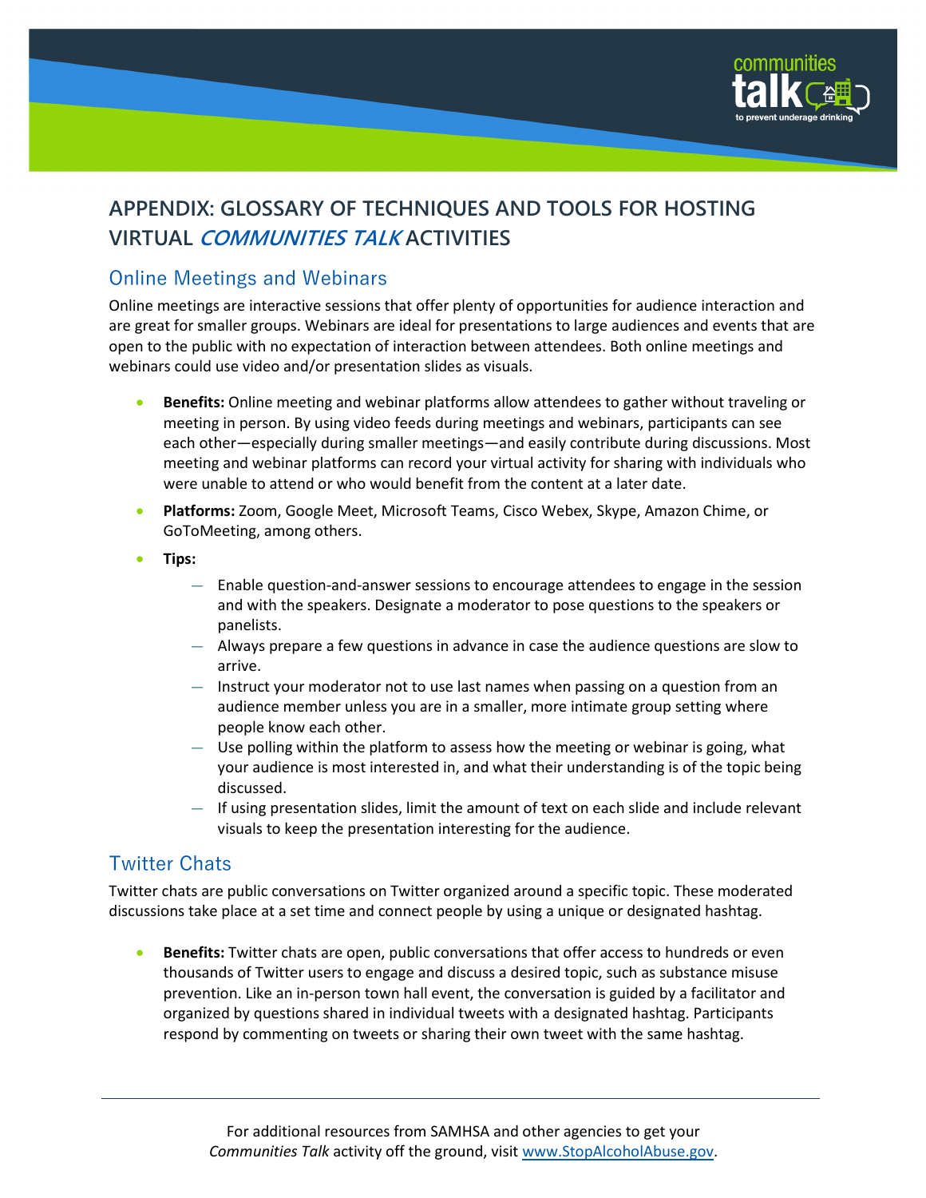# APPENDIX: GLOSSARY OF TECHNIQUES AND TOOLS FOR HOSTING VIRTUAL *COMMUNITIES TALK* ACTIVITIES

## Online Meetings and Webinars

Online meetings are interactive sessions that offer plenty of opportunities for audience interaction and are great for smaller groups. Webinars are ideal for presentations to large audiences and events that are open to the public with no expectation of interaction between attendees. Both online meetings and webinars could use video and/or presentation slides as visuals.

- **Benefits:** Online meeting and webinar platforms allow attendees to gather without traveling or meeting in person. By using video feeds during meetings and webinars, participants can see each other—especially during smaller meetings—and easily contribute during discussions. Most meeting and webinar platforms can record your virtual activity for sharing with individuals who were unable to attend or who would benefit from the content at a later date.
- **Platforms:** Zoom, Google Meet, Microsoft Teams, Cisco Webex, Skype, Amazon Chime, or GoToMeeting, among others.
- **Tips:**
    - Enable question-and-answer sessions to encourage attendees to engage in the session and with the speakers. Designate a moderator to pose questions to the speakers or panelists.
    - Always prepare a few questions in advance in case the audience questions are slow to arrive.
    - Instruct your moderator not to use last names when passing on a question from an audience member unless you are in a smaller, more intimate group setting where people know each other.
    - Use polling within the platform to assess how the meeting or webinar is going, what your audience is most interested in, and what their understanding is of the topic being discussed.
    - If using presentation slides, limit the amount of text on each slide and include relevant visuals to keep the presentation interesting for the audience.

## Twitter Chats

Twitter chats are public conversations on Twitter organized around a specific topic. These moderated discussions take place at a set time and connect people by using a unique or designated hashtag.

- **Benefits:** Twitter chats are open, public conversations that offer access to hundreds or even thousands of Twitter users to engage and discuss a desired topic, such as substance misuse prevention. Like an in-person town hall event, the conversation is guided by a facilitator and organized by questions shared in individual tweets with a designated hashtag. Participants respond by commenting on tweets or sharing their own tweet with the same hashtag.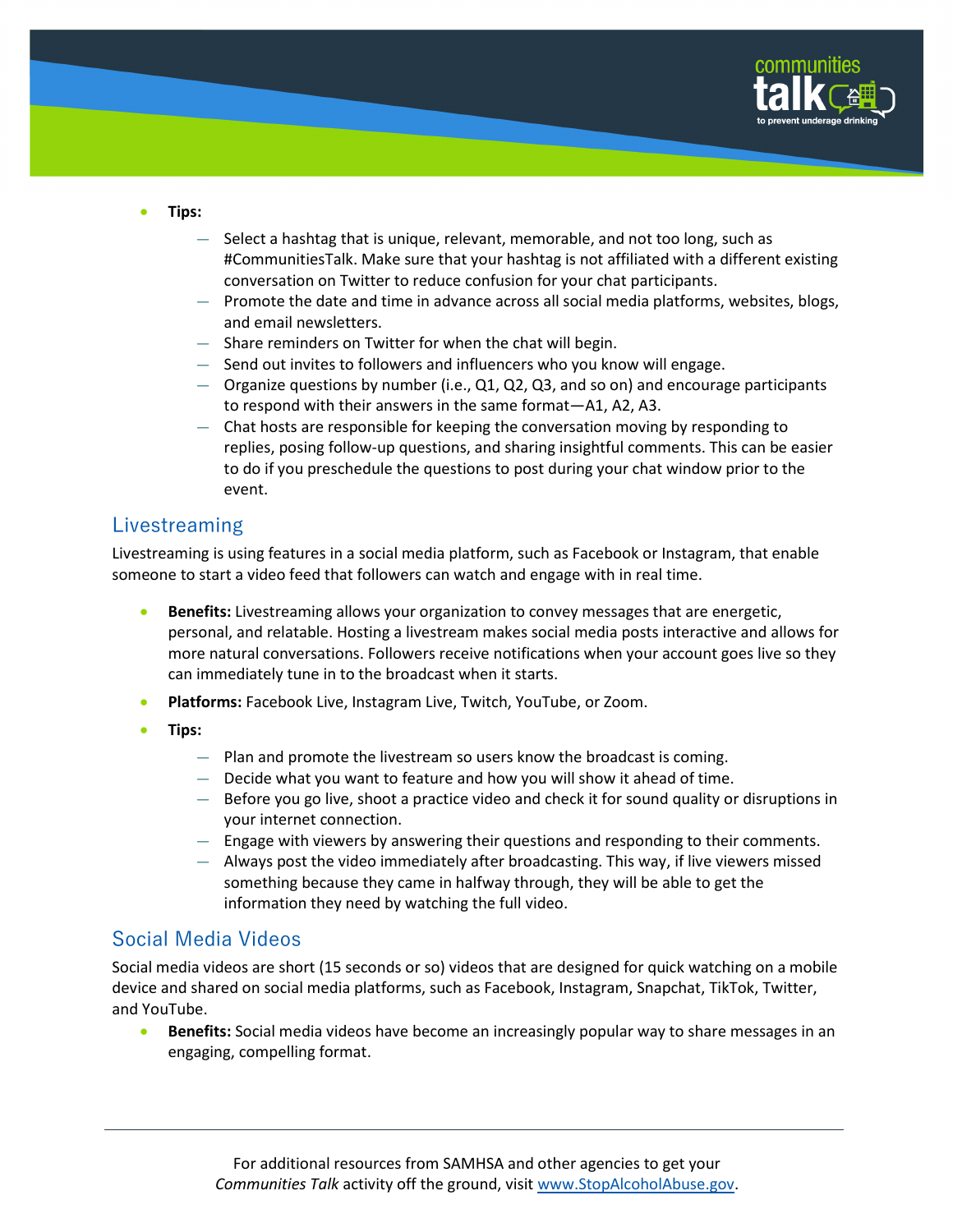- **Tips:**
  - Select a hashtag that is unique, relevant, memorable, and not too long, such as #CommunitiesTalk. Make sure that your hashtag is not affiliated with a different existing conversation on Twitter to reduce confusion for your chat participants.
  - Promote the date and time in advance across all social media platforms, websites, blogs, and email newsletters.
  - Share reminders on Twitter for when the chat will begin.
  - Send out invites to followers and influencers who you know will engage.
  - Organize questions by number (i.e., Q1, Q2, Q3, and so on) and encourage participants to respond with their answers in the same format—A1, A2, A3.
  - Chat hosts are responsible for keeping the conversation moving by responding to replies, posing follow-up questions, and sharing insightful comments. This can be easier to do if you preschedule the questions to post during your chat window prior to the event.

## Livestreaming

Livestreaming is using features in a social media platform, such as Facebook or Instagram, that enable someone to start a video feed that followers can watch and engage with in real time.

- **Benefits:** Livestreaming allows your organization to convey messages that are energetic, personal, and relatable. Hosting a livestream makes social media posts interactive and allows for more natural conversations. Followers receive notifications when your account goes live so they can immediately tune in to the broadcast when it starts.
- **Platforms:** Facebook Live, Instagram Live, Twitch, YouTube, or Zoom.
- **Tips:**
  - Plan and promote the livestream so users know the broadcast is coming.
  - Decide what you want to feature and how you will show it ahead of time.
  - Before you go live, shoot a practice video and check it for sound quality or disruptions in your internet connection.
  - Engage with viewers by answering their questions and responding to their comments.
  - Always post the video immediately after broadcasting. This way, if live viewers missed something because they came in halfway through, they will be able to get the information they need by watching the full video.

## Social Media Videos

Social media videos are short (15 seconds or so) videos that are designed for quick watching on a mobile device and shared on social media platforms, such as Facebook, Instagram, Snapchat, TikTok, Twitter, and YouTube.

- **Benefits:** Social media videos have become an increasingly popular way to share messages in an engaging, compelling format.

For additional resources from SAMHSA and other agencies to get your *Communities Talk* activity off the ground, visit www.StopAlcoholAbuse.gov.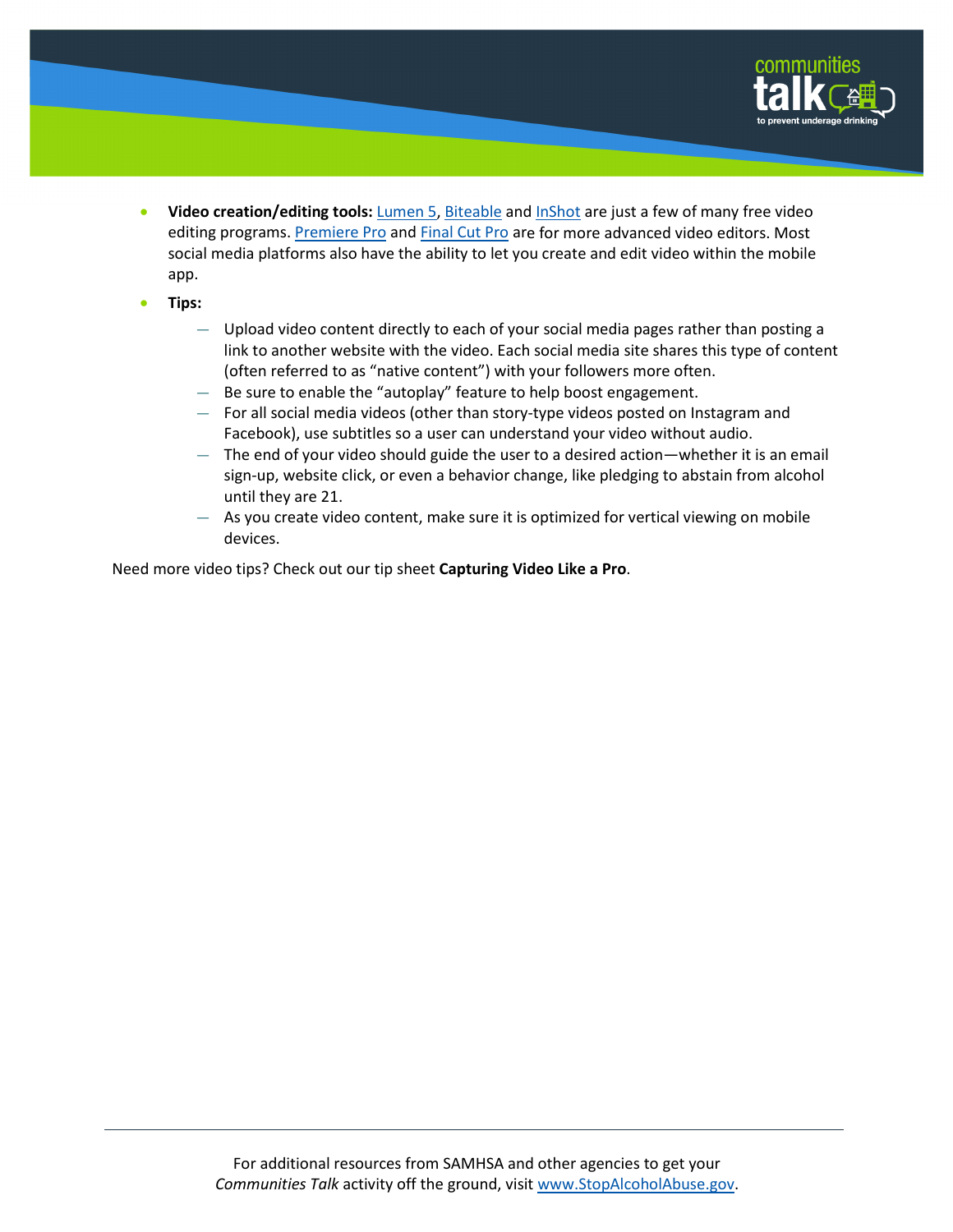- **Video creation/editing tools:** Lumen 5, Biteable and InShot are just a few of many free video editing programs. Premiere Pro and Final Cut Pro are for more advanced video editors. Most social media platforms also have the ability to let you create and edit video within the mobile app.
- **Tips:**
  - Upload video content directly to each of your social media pages rather than posting a link to another website with the video. Each social media site shares this type of content (often referred to as "native content") with your followers more often.
  - Be sure to enable the "autoplay" feature to help boost engagement.
  - For all social media videos (other than story-type videos posted on Instagram and Facebook), use subtitles so a user can understand your video without audio.
  - The end of your video should guide the user to a desired action—whether it is an email sign-up, website click, or even a behavior change, like pledging to abstain from alcohol until they are 21.
  - As you create video content, make sure it is optimized for vertical viewing on mobile devices.

Need more video tips? Check out our tip sheet **Capturing Video Like a Pro**.